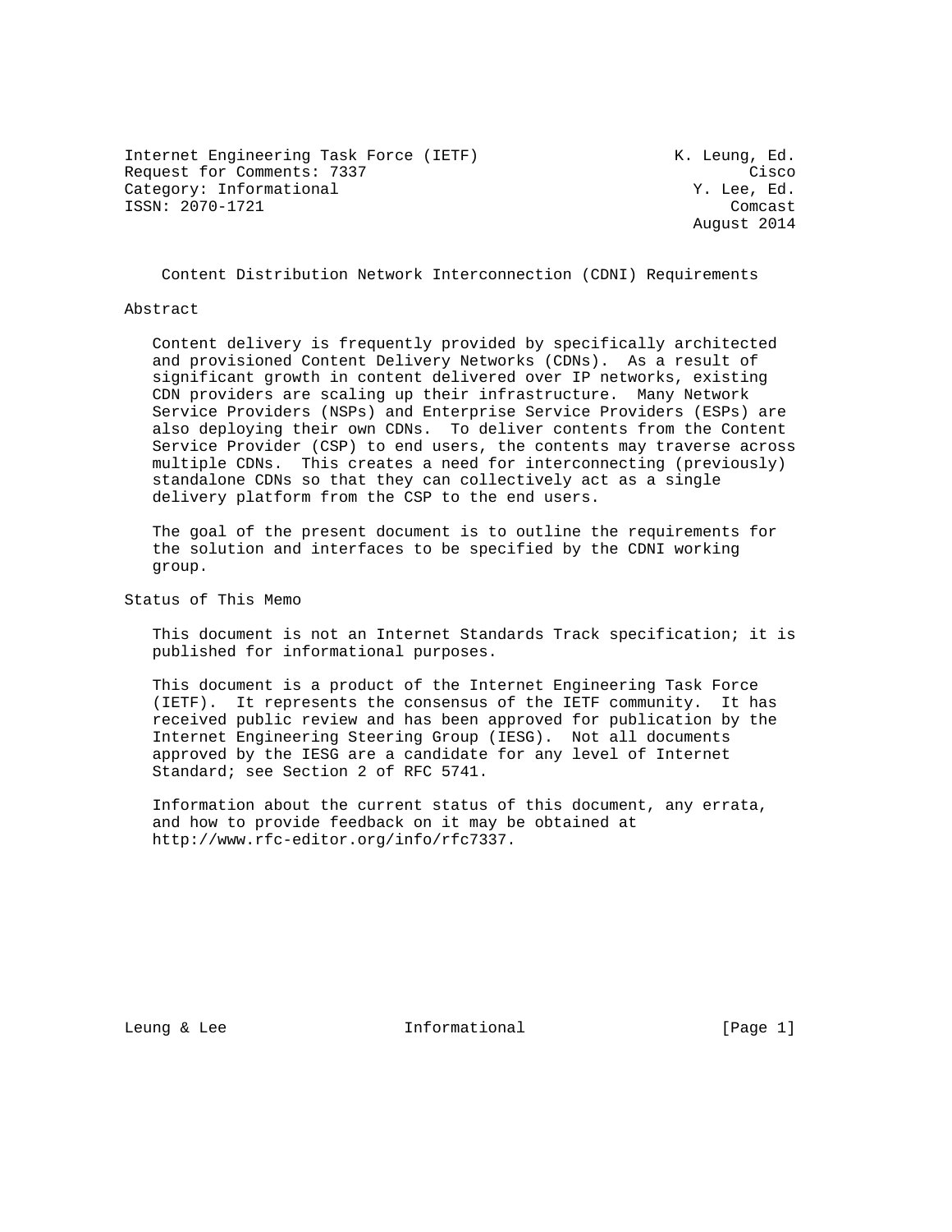Internet Engineering Task Force (IETF) K. Leung, Ed.
Request for Comments: 7337 Cisco
Category: Informational Y. Lee, Ed.
ISSN: 2070-1721 Comcast
August 2014

# Content Distribution Network Interconnection (CDNI) Requirements

## Abstract

Content delivery is frequently provided by specifically architected and provisioned Content Delivery Networks (CDNs). As a result of significant growth in content delivered over IP networks, existing CDN providers are scaling up their infrastructure. Many Network Service Providers (NSPs) and Enterprise Service Providers (ESPs) are also deploying their own CDNs. To deliver contents from the Content Service Provider (CSP) to end users, the contents may traverse across multiple CDNs. This creates a need for interconnecting (previously) standalone CDNs so that they can collectively act as a single delivery platform from the CSP to the end users.

The goal of the present document is to outline the requirements for the solution and interfaces to be specified by the CDNI working group.

## Status of This Memo

This document is not an Internet Standards Track specification; it is published for informational purposes.

This document is a product of the Internet Engineering Task Force (IETF). It represents the consensus of the IETF community. It has received public review and has been approved for publication by the Internet Engineering Steering Group (IESG). Not all documents approved by the IESG are a candidate for any level of Internet Standard; see Section 2 of RFC 5741.

Information about the current status of this document, any errata, and how to provide feedback on it may be obtained at http://www.rfc-editor.org/info/rfc7337.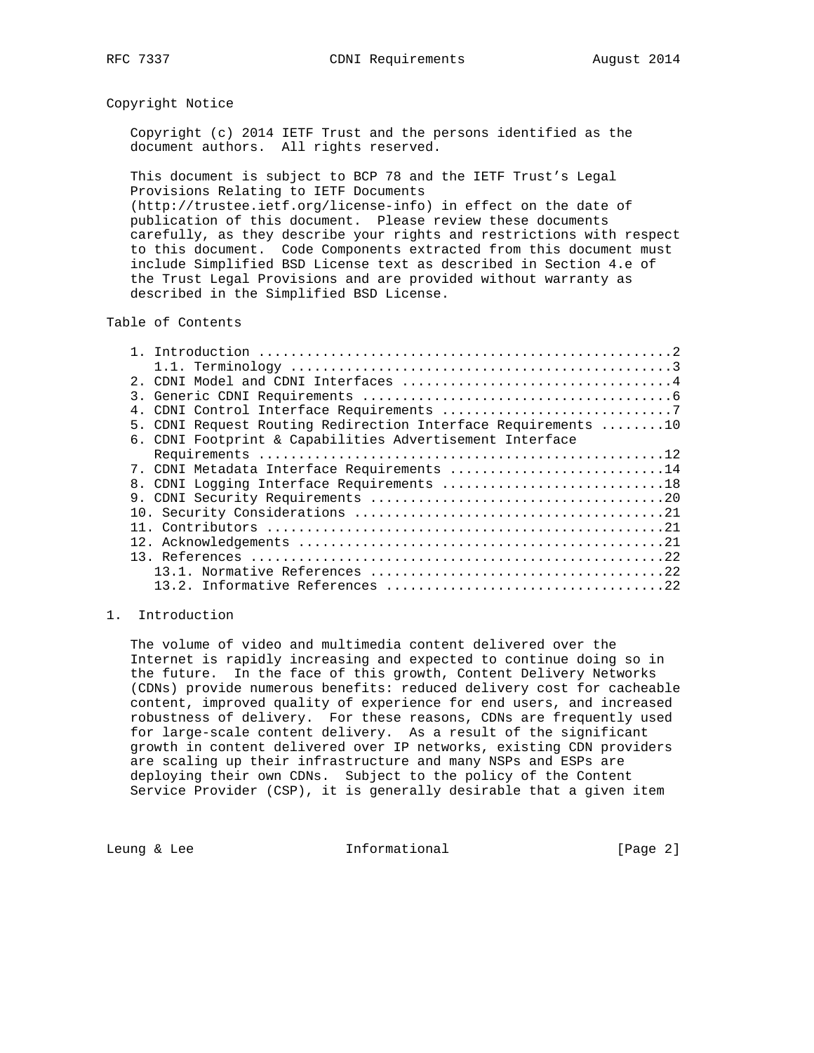## Copyright Notice

Copyright (c) 2014 IETF Trust and the persons identified as the document authors. All rights reserved.

This document is subject to BCP 78 and the IETF Trust's Legal Provisions Relating to IETF Documents (http://trustee.ietf.org/license-info) in effect on the date of publication of this document. Please review these documents carefully, as they describe your rights and restrictions with respect to this document. Code Components extracted from this document must include Simplified BSD License text as described in Section 4.e of the Trust Legal Provisions and are provided without warranty as described in the Simplified BSD License.

## Table of Contents

```
   1. Introduction ....................................................2
      1.1. Terminology ................................................3
   2. CDNI Model and CDNI Interfaces ..................................4
   3. Generic CDNI Requirements .......................................6
   4. CDNI Control Interface Requirements .............................7
   5. CDNI Request Routing Redirection Interface Requirements ........10
   6. CDNI Footprint & Capabilities Advertisement Interface
      Requirements ...................................................12
   7. CDNI Metadata Interface Requirements ...........................14
   8. CDNI Logging Interface Requirements ............................18
   9. CDNI Security Requirements .....................................20
   10. Security Considerations .......................................21
   11. Contributors ..................................................21
   12. Acknowledgements ..............................................21
   13. References ....................................................22
      13.1. Normative References .....................................22
      13.2. Informative References ...................................22
```

## 1. Introduction

The volume of video and multimedia content delivered over the Internet is rapidly increasing and expected to continue doing so in the future. In the face of this growth, Content Delivery Networks (CDNs) provide numerous benefits: reduced delivery cost for cacheable content, improved quality of experience for end users, and increased robustness of delivery. For these reasons, CDNs are frequently used for large-scale content delivery. As a result of the significant growth in content delivered over IP networks, existing CDN providers are scaling up their infrastructure and many NSPs and ESPs are deploying their own CDNs. Subject to the policy of the Content Service Provider (CSP), it is generally desirable that a given item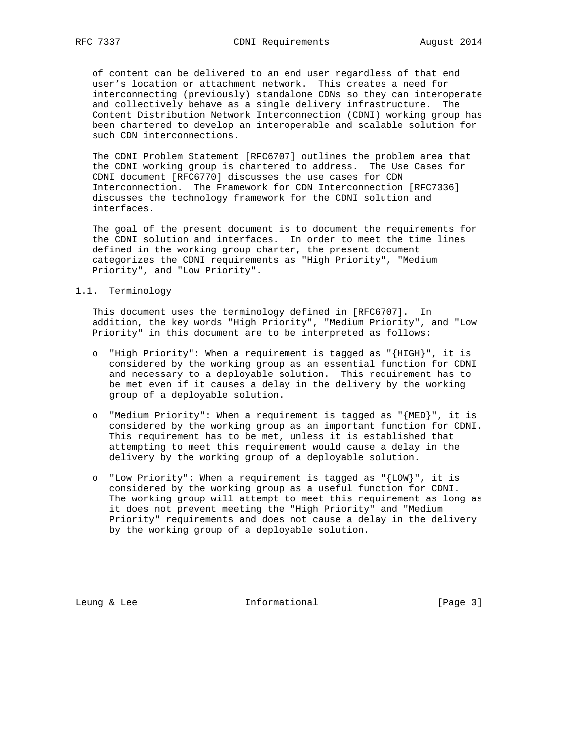of content can be delivered to an end user regardless of that end user's location or attachment network. This creates a need for interconnecting (previously) standalone CDNs so they can interoperate and collectively behave as a single delivery infrastructure. The Content Distribution Network Interconnection (CDNI) working group has been chartered to develop an interoperable and scalable solution for such CDN interconnections.

The CDNI Problem Statement [RFC6707] outlines the problem area that the CDNI working group is chartered to address. The Use Cases for CDNI document [RFC6770] discusses the use cases for CDN Interconnection. The Framework for CDN Interconnection [RFC7336] discusses the technology framework for the CDNI solution and interfaces.

The goal of the present document is to document the requirements for the CDNI solution and interfaces. In order to meet the time lines defined in the working group charter, the present document categorizes the CDNI requirements as "High Priority", "Medium Priority", and "Low Priority".

### 1.1. Terminology

This document uses the terminology defined in [RFC6707]. In addition, the key words "High Priority", "Medium Priority", and "Low Priority" in this document are to be interpreted as follows:

- "High Priority": When a requirement is tagged as "{HIGH}", it is considered by the working group as an essential function for CDNI and necessary to a deployable solution. This requirement has to be met even if it causes a delay in the delivery by the working group of a deployable solution.

- "Medium Priority": When a requirement is tagged as "{MED}", it is considered by the working group as an important function for CDNI. This requirement has to be met, unless it is established that attempting to meet this requirement would cause a delay in the delivery by the working group of a deployable solution.

- "Low Priority": When a requirement is tagged as "{LOW}", it is considered by the working group as a useful function for CDNI. The working group will attempt to meet this requirement as long as it does not prevent meeting the "High Priority" and "Medium Priority" requirements and does not cause a delay in the delivery by the working group of a deployable solution.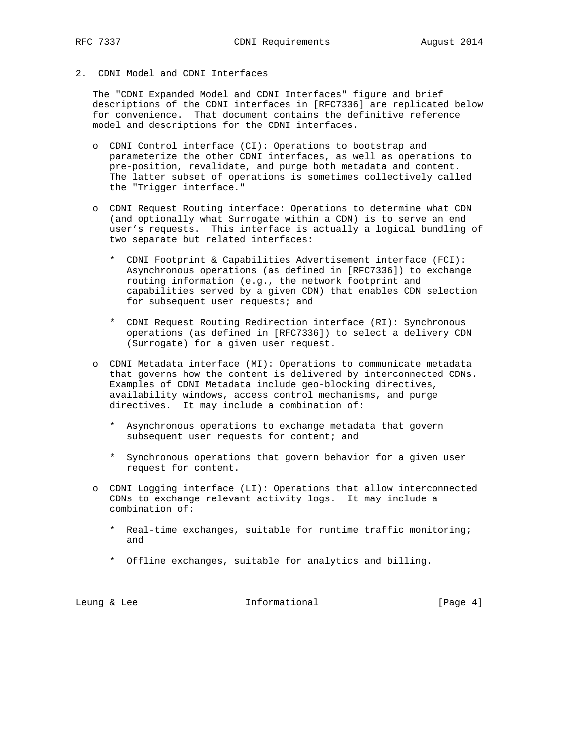## 2. CDNI Model and CDNI Interfaces

The "CDNI Expanded Model and CDNI Interfaces" figure and brief descriptions of the CDNI interfaces in [RFC7336] are replicated below for convenience. That document contains the definitive reference model and descriptions for the CDNI interfaces.

- CDNI Control interface (CI): Operations to bootstrap and parameterize the other CDNI interfaces, as well as operations to pre-position, revalidate, and purge both metadata and content. The latter subset of operations is sometimes collectively called the "Trigger interface."

- CDNI Request Routing interface: Operations to determine what CDN (and optionally what Surrogate within a CDN) is to serve an end user's requests. This interface is actually a logical bundling of two separate but related interfaces:

  * CDNI Footprint & Capabilities Advertisement interface (FCI): Asynchronous operations (as defined in [RFC7336]) to exchange routing information (e.g., the network footprint and capabilities served by a given CDN) that enables CDN selection for subsequent user requests; and

  * CDNI Request Routing Redirection interface (RI): Synchronous operations (as defined in [RFC7336]) to select a delivery CDN (Surrogate) for a given user request.

- CDNI Metadata interface (MI): Operations to communicate metadata that governs how the content is delivered by interconnected CDNs. Examples of CDNI Metadata include geo-blocking directives, availability windows, access control mechanisms, and purge directives. It may include a combination of:

  * Asynchronous operations to exchange metadata that govern subsequent user requests for content; and

  * Synchronous operations that govern behavior for a given user request for content.

- CDNI Logging interface (LI): Operations that allow interconnected CDNs to exchange relevant activity logs. It may include a combination of:

  * Real-time exchanges, suitable for runtime traffic monitoring; and

  * Offline exchanges, suitable for analytics and billing.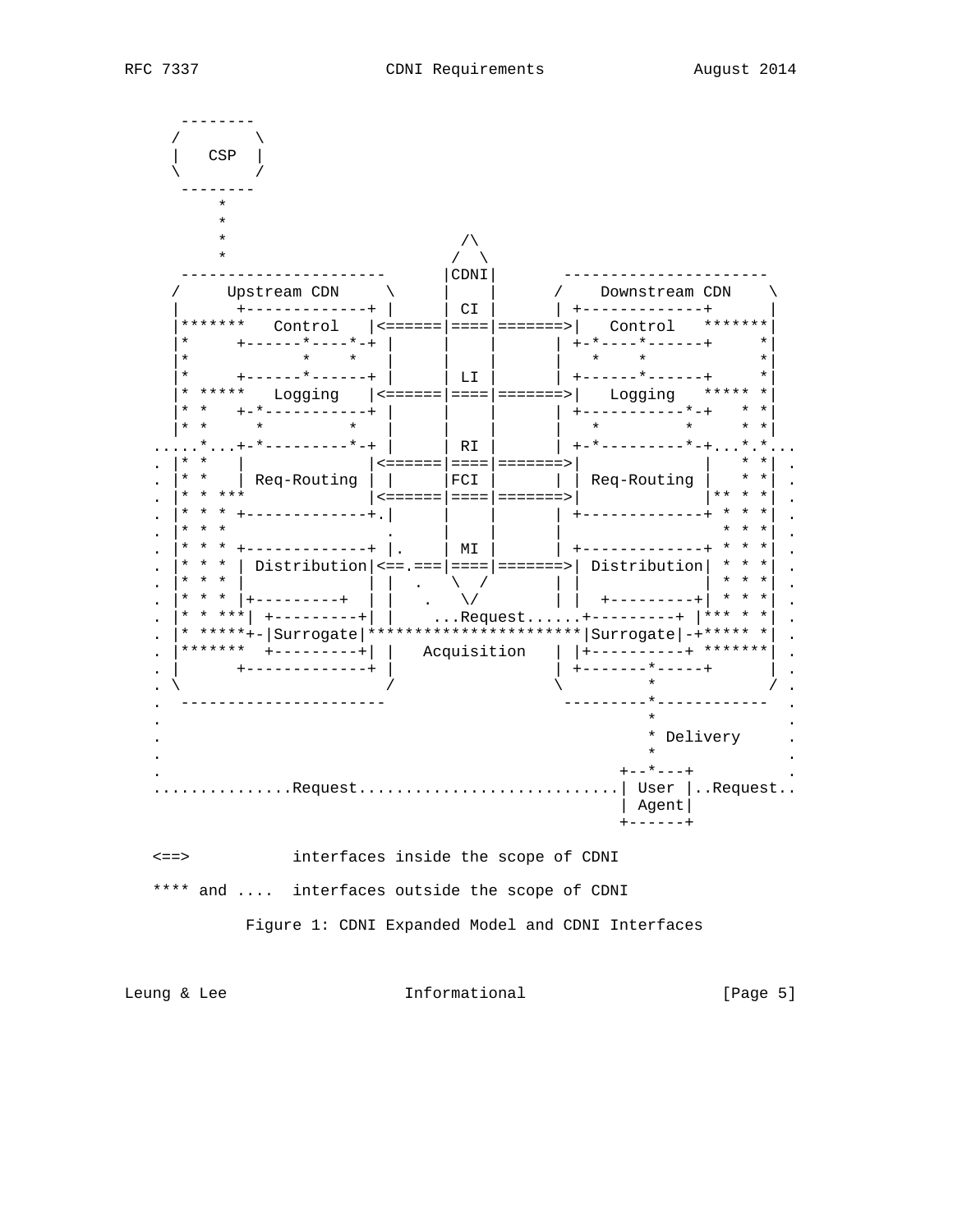```
      --------
     /        \
     |   CSP  |
     \        /
      --------
          *
          *
          *                        /\
          *                       /  \
      ----------------------     |CDNI|     ----------------------
     /     Upstream CDN     \    |    |    /    Downstream CDN    \
     |      +-------------+ |    | CI |    | +-------------+      |
     |*******   Control   |<======|====|=======>|   Control   *******|
     |*     +------*----*-+ |    |    |    | +-*----*------+     *|
     |*            *    *   |    |    |    |   *    *            *|
     |*     +------*------+ |    | LI |    | +------*------+     *|
     |* *****   Logging   |<======|====|=======>|   Logging   ***** *|
     |* *   +-*-----------+ |    |    |    | +-----------*-+   * *|
     |* *     *          *  |    |    |    |   *          *     * *|
  .....*...+-*---------*-+ |    | RI |    | +-*---------*-+...*.*...
  . |* *   |             |<======|====|=======>|             |   * *| .
  . |* *   | Req-Routing | |    |FCI |    | | Req-Routing |   * *| .
  . |* * ***             |<======|====|=======>|             |** * *| .
  . |* * * +-------------+.|    |    |    | +-------------+ * * *| .
  . |* * *                .    |    |    |                 * * *| .
  . |* * * +-------------+ |.   | MI |    | +-------------+ * * *| .
  . |* * * | Distribution|<==.===|====|=======>| Distribution| * * *| .
  . |* * * |             | |  .   \  /     | |             | * * *| .
  . |* * * |+---------+  | |   .   \/      | |  +---------+| * * *| .
  . |* * ***| +---------+| |    ...Request......+---------+ |*** * *| .
  . |* *****+-|Surrogate|**********************|Surrogate|-+***** *| .
  . |*******  +---------+| |   Acquisition   | |+----------+ *******| .
  . |       +-------------+ |                 | +-------*-----+      | .
  . \                     /                   \          *         / .
  .  ----------------------                    ---------*------------  .
  .                                                     *              .
  .                                                     * Delivery     .
  .                                                     *              .
  .                                                  +--*---+          .
  ..............Request...........................| User |..Request..
                                                  | Agent|
                                                  +------+

  <==>           interfaces inside the scope of CDNI

  **** and ....  interfaces outside the scope of CDNI
```

Figure 1: CDNI Expanded Model and CDNI Interfaces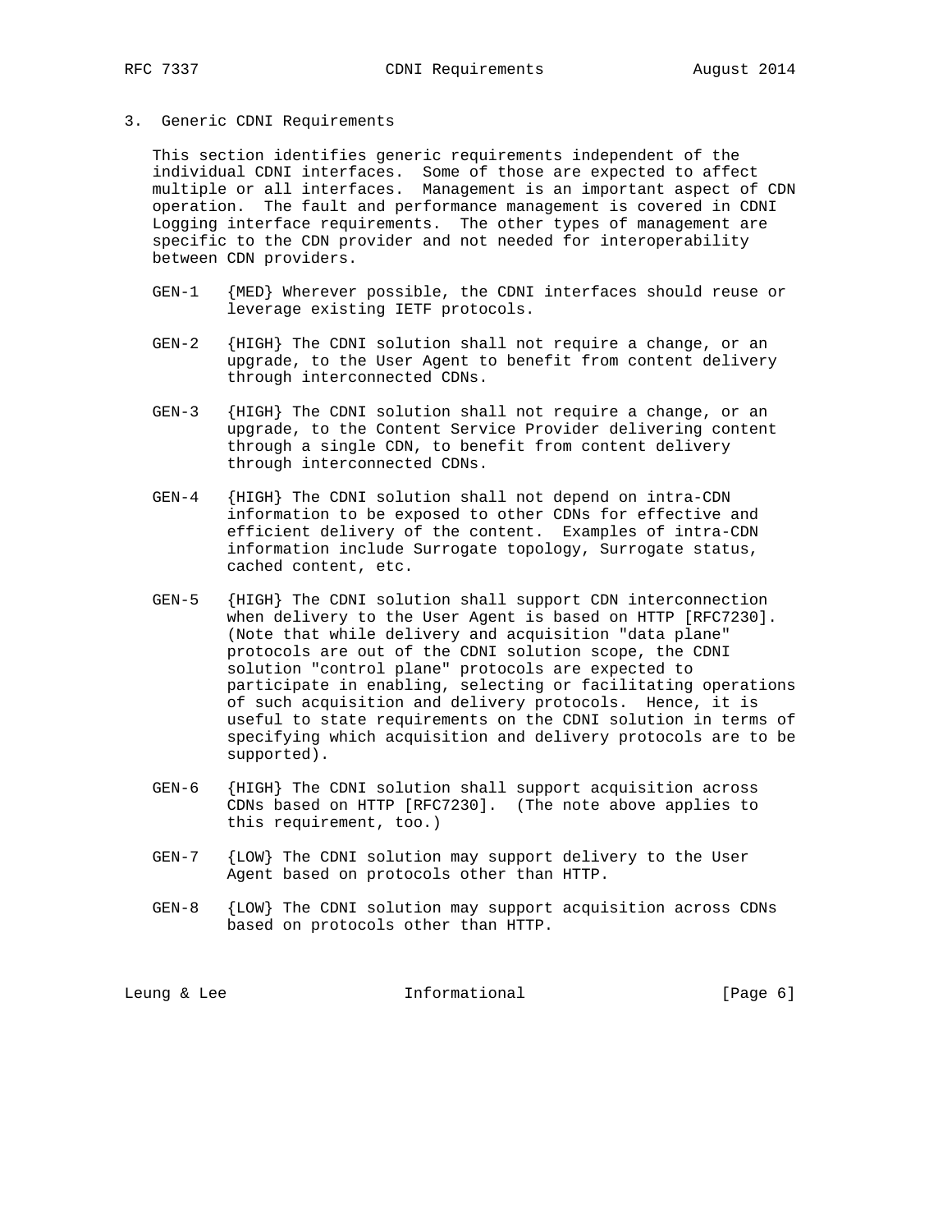## 3. Generic CDNI Requirements

This section identifies generic requirements independent of the individual CDNI interfaces. Some of those are expected to affect multiple or all interfaces. Management is an important aspect of CDN operation. The fault and performance management is covered in CDNI Logging interface requirements. The other types of management are specific to the CDN provider and not needed for interoperability between CDN providers.

- GEN-1 {MED} Wherever possible, the CDNI interfaces should reuse or leverage existing IETF protocols.

- GEN-2 {HIGH} The CDNI solution shall not require a change, or an upgrade, to the User Agent to benefit from content delivery through interconnected CDNs.

- GEN-3 {HIGH} The CDNI solution shall not require a change, or an upgrade, to the Content Service Provider delivering content through a single CDN, to benefit from content delivery through interconnected CDNs.

- GEN-4 {HIGH} The CDNI solution shall not depend on intra-CDN information to be exposed to other CDNs for effective and efficient delivery of the content. Examples of intra-CDN information include Surrogate topology, Surrogate status, cached content, etc.

- GEN-5 {HIGH} The CDNI solution shall support CDN interconnection when delivery to the User Agent is based on HTTP [RFC7230]. (Note that while delivery and acquisition "data plane" protocols are out of the CDNI solution scope, the CDNI solution "control plane" protocols are expected to participate in enabling, selecting or facilitating operations of such acquisition and delivery protocols. Hence, it is useful to state requirements on the CDNI solution in terms of specifying which acquisition and delivery protocols are to be supported).

- GEN-6 {HIGH} The CDNI solution shall support acquisition across CDNs based on HTTP [RFC7230]. (The note above applies to this requirement, too.)

- GEN-7 {LOW} The CDNI solution may support delivery to the User Agent based on protocols other than HTTP.

- GEN-8 {LOW} The CDNI solution may support acquisition across CDNs based on protocols other than HTTP.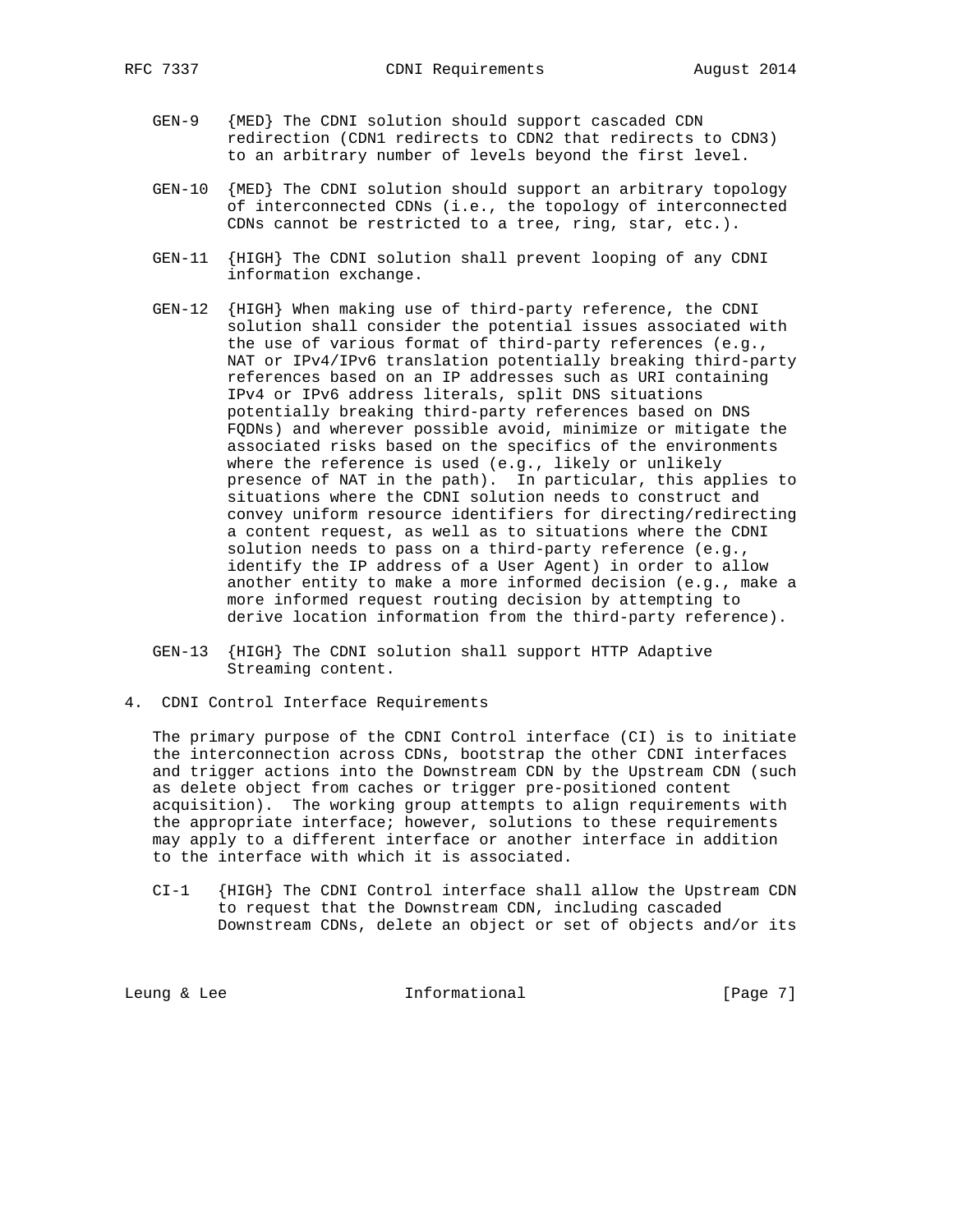GEN-9 {MED} The CDNI solution should support cascaded CDN redirection (CDN1 redirects to CDN2 that redirects to CDN3) to an arbitrary number of levels beyond the first level.

GEN-10 {MED} The CDNI solution should support an arbitrary topology of interconnected CDNs (i.e., the topology of interconnected CDNs cannot be restricted to a tree, ring, star, etc.).

GEN-11 {HIGH} The CDNI solution shall prevent looping of any CDNI information exchange.

GEN-12 {HIGH} When making use of third-party reference, the CDNI solution shall consider the potential issues associated with the use of various format of third-party references (e.g., NAT or IPv4/IPv6 translation potentially breaking third-party references based on an IP addresses such as URI containing IPv4 or IPv6 address literals, split DNS situations potentially breaking third-party references based on DNS FQDNs) and wherever possible avoid, minimize or mitigate the associated risks based on the specifics of the environments where the reference is used (e.g., likely or unlikely presence of NAT in the path). In particular, this applies to situations where the CDNI solution needs to construct and convey uniform resource identifiers for directing/redirecting a content request, as well as to situations where the CDNI solution needs to pass on a third-party reference (e.g., identify the IP address of a User Agent) in order to allow another entity to make a more informed decision (e.g., make a more informed request routing decision by attempting to derive location information from the third-party reference).

GEN-13 {HIGH} The CDNI solution shall support HTTP Adaptive Streaming content.

## 4. CDNI Control Interface Requirements

The primary purpose of the CDNI Control interface (CI) is to initiate the interconnection across CDNs, bootstrap the other CDNI interfaces and trigger actions into the Downstream CDN by the Upstream CDN (such as delete object from caches or trigger pre-positioned content acquisition). The working group attempts to align requirements with the appropriate interface; however, solutions to these requirements may apply to a different interface or another interface in addition to the interface with which it is associated.

CI-1 {HIGH} The CDNI Control interface shall allow the Upstream CDN to request that the Downstream CDN, including cascaded Downstream CDNs, delete an object or set of objects and/or its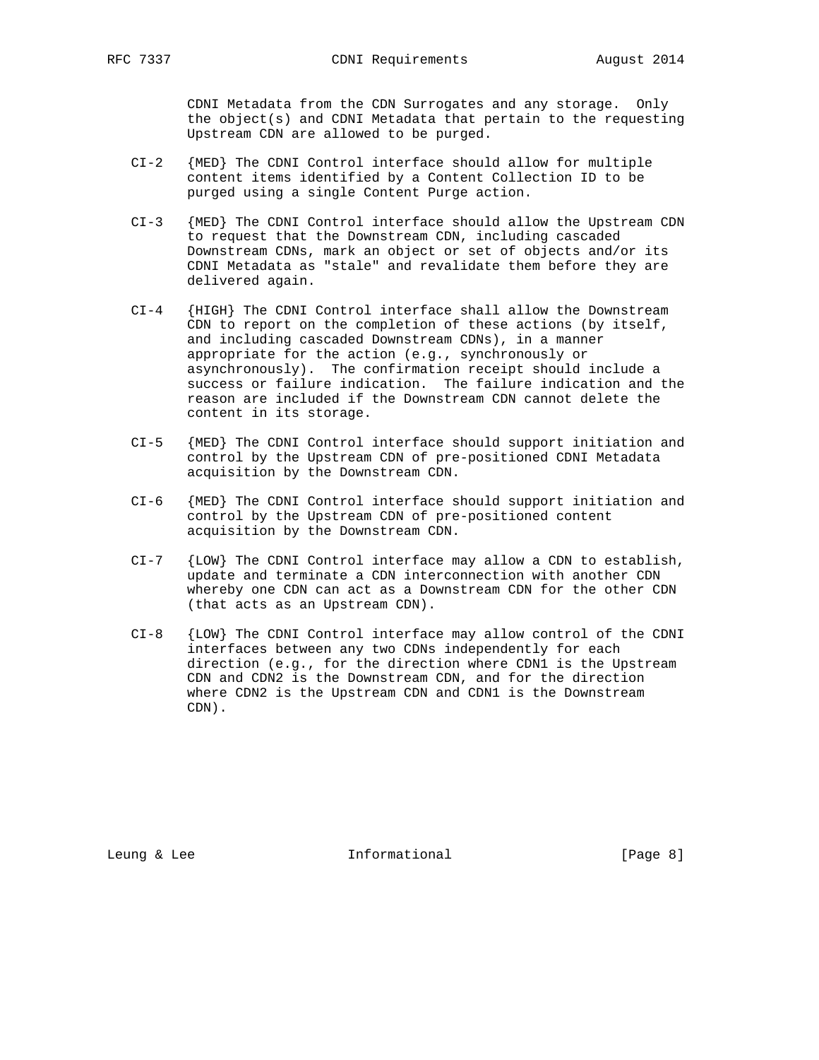CDNI Metadata from the CDN Surrogates and any storage. Only the object(s) and CDNI Metadata that pertain to the requesting Upstream CDN are allowed to be purged.

CI-2 {MED} The CDNI Control interface should allow for multiple content items identified by a Content Collection ID to be purged using a single Content Purge action.

CI-3 {MED} The CDNI Control interface should allow the Upstream CDN to request that the Downstream CDN, including cascaded Downstream CDNs, mark an object or set of objects and/or its CDNI Metadata as "stale" and revalidate them before they are delivered again.

CI-4 {HIGH} The CDNI Control interface shall allow the Downstream CDN to report on the completion of these actions (by itself, and including cascaded Downstream CDNs), in a manner appropriate for the action (e.g., synchronously or asynchronously). The confirmation receipt should include a success or failure indication. The failure indication and the reason are included if the Downstream CDN cannot delete the content in its storage.

CI-5 {MED} The CDNI Control interface should support initiation and control by the Upstream CDN of pre-positioned CDNI Metadata acquisition by the Downstream CDN.

CI-6 {MED} The CDNI Control interface should support initiation and control by the Upstream CDN of pre-positioned content acquisition by the Downstream CDN.

CI-7 {LOW} The CDNI Control interface may allow a CDN to establish, update and terminate a CDN interconnection with another CDN whereby one CDN can act as a Downstream CDN for the other CDN (that acts as an Upstream CDN).

CI-8 {LOW} The CDNI Control interface may allow control of the CDNI interfaces between any two CDNs independently for each direction (e.g., for the direction where CDN1 is the Upstream CDN and CDN2 is the Downstream CDN, and for the direction where CDN2 is the Upstream CDN and CDN1 is the Downstream CDN).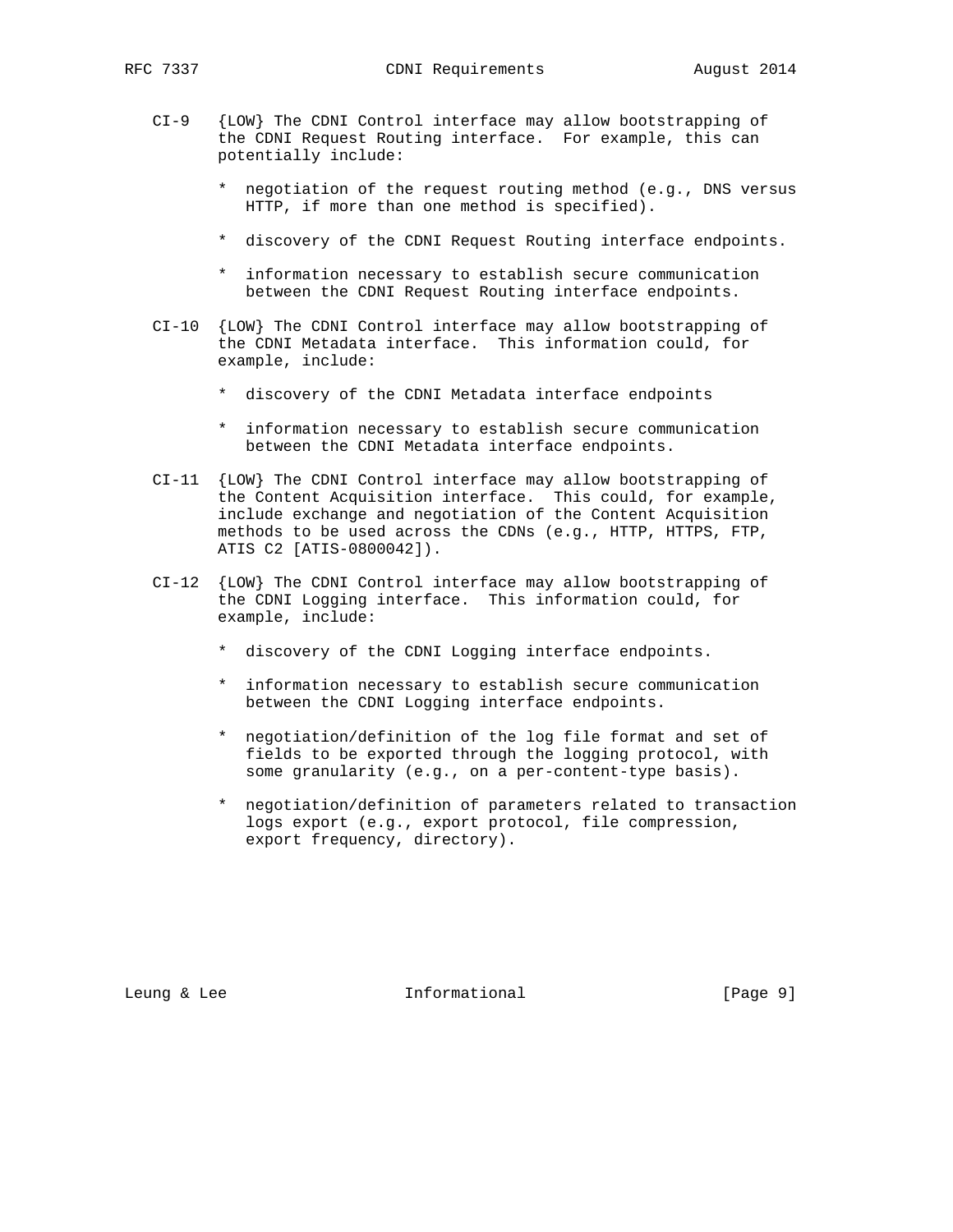CI-9 {LOW} The CDNI Control interface may allow bootstrapping of the CDNI Request Routing interface. For example, this can potentially include:

  * negotiation of the request routing method (e.g., DNS versus HTTP, if more than one method is specified).

  * discovery of the CDNI Request Routing interface endpoints.

  * information necessary to establish secure communication between the CDNI Request Routing interface endpoints.

CI-10 {LOW} The CDNI Control interface may allow bootstrapping of the CDNI Metadata interface. This information could, for example, include:

  * discovery of the CDNI Metadata interface endpoints

  * information necessary to establish secure communication between the CDNI Metadata interface endpoints.

CI-11 {LOW} The CDNI Control interface may allow bootstrapping of the Content Acquisition interface. This could, for example, include exchange and negotiation of the Content Acquisition methods to be used across the CDNs (e.g., HTTP, HTTPS, FTP, ATIS C2 [ATIS-0800042]).

CI-12 {LOW} The CDNI Control interface may allow bootstrapping of the CDNI Logging interface. This information could, for example, include:

  * discovery of the CDNI Logging interface endpoints.

  * information necessary to establish secure communication between the CDNI Logging interface endpoints.

  * negotiation/definition of the log file format and set of fields to be exported through the logging protocol, with some granularity (e.g., on a per-content-type basis).

  * negotiation/definition of parameters related to transaction logs export (e.g., export protocol, file compression, export frequency, directory).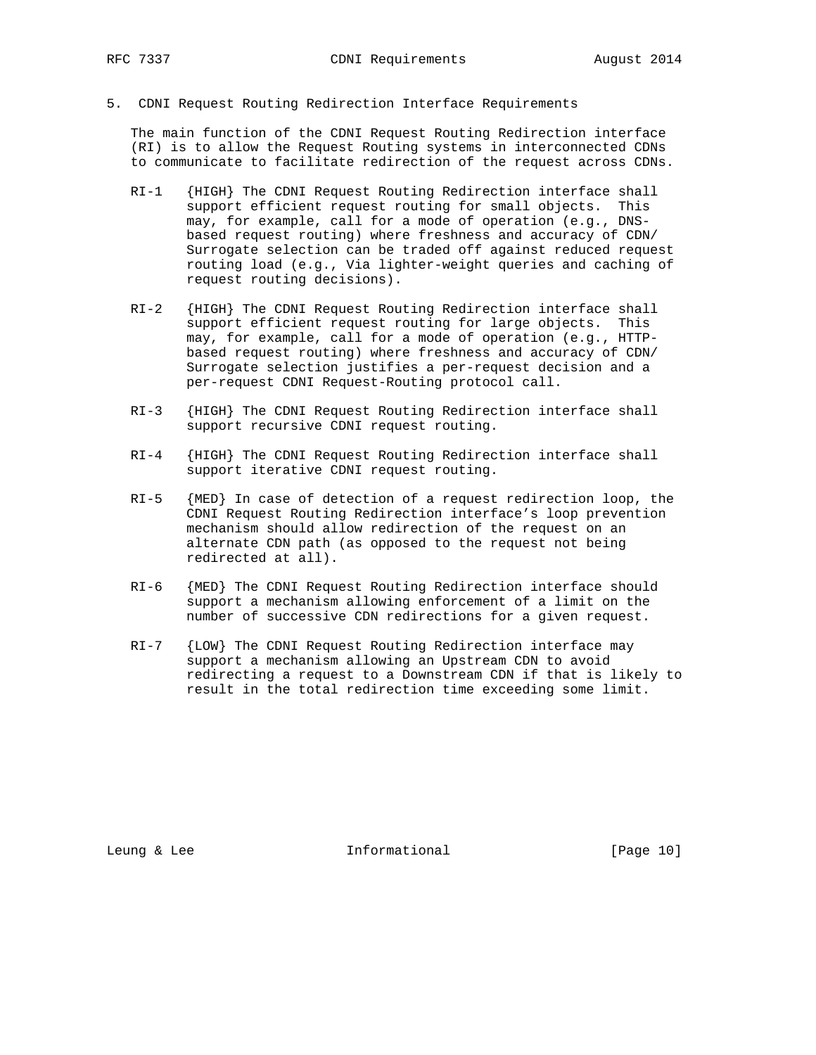## 5. CDNI Request Routing Redirection Interface Requirements

The main function of the CDNI Request Routing Redirection interface (RI) is to allow the Request Routing systems in interconnected CDNs to communicate to facilitate redirection of the request across CDNs.

RI-1 {HIGH} The CDNI Request Routing Redirection interface shall support efficient request routing for small objects. This may, for example, call for a mode of operation (e.g., DNS-based request routing) where freshness and accuracy of CDN/Surrogate selection can be traded off against reduced request routing load (e.g., Via lighter-weight queries and caching of request routing decisions).

RI-2 {HIGH} The CDNI Request Routing Redirection interface shall support efficient request routing for large objects. This may, for example, call for a mode of operation (e.g., HTTP-based request routing) where freshness and accuracy of CDN/Surrogate selection justifies a per-request decision and a per-request CDNI Request-Routing protocol call.

RI-3 {HIGH} The CDNI Request Routing Redirection interface shall support recursive CDNI request routing.

RI-4 {HIGH} The CDNI Request Routing Redirection interface shall support iterative CDNI request routing.

RI-5 {MED} In case of detection of a request redirection loop, the CDNI Request Routing Redirection interface’s loop prevention mechanism should allow redirection of the request on an alternate CDN path (as opposed to the request not being redirected at all).

RI-6 {MED} The CDNI Request Routing Redirection interface should support a mechanism allowing enforcement of a limit on the number of successive CDN redirections for a given request.

RI-7 {LOW} The CDNI Request Routing Redirection interface may support a mechanism allowing an Upstream CDN to avoid redirecting a request to a Downstream CDN if that is likely to result in the total redirection time exceeding some limit.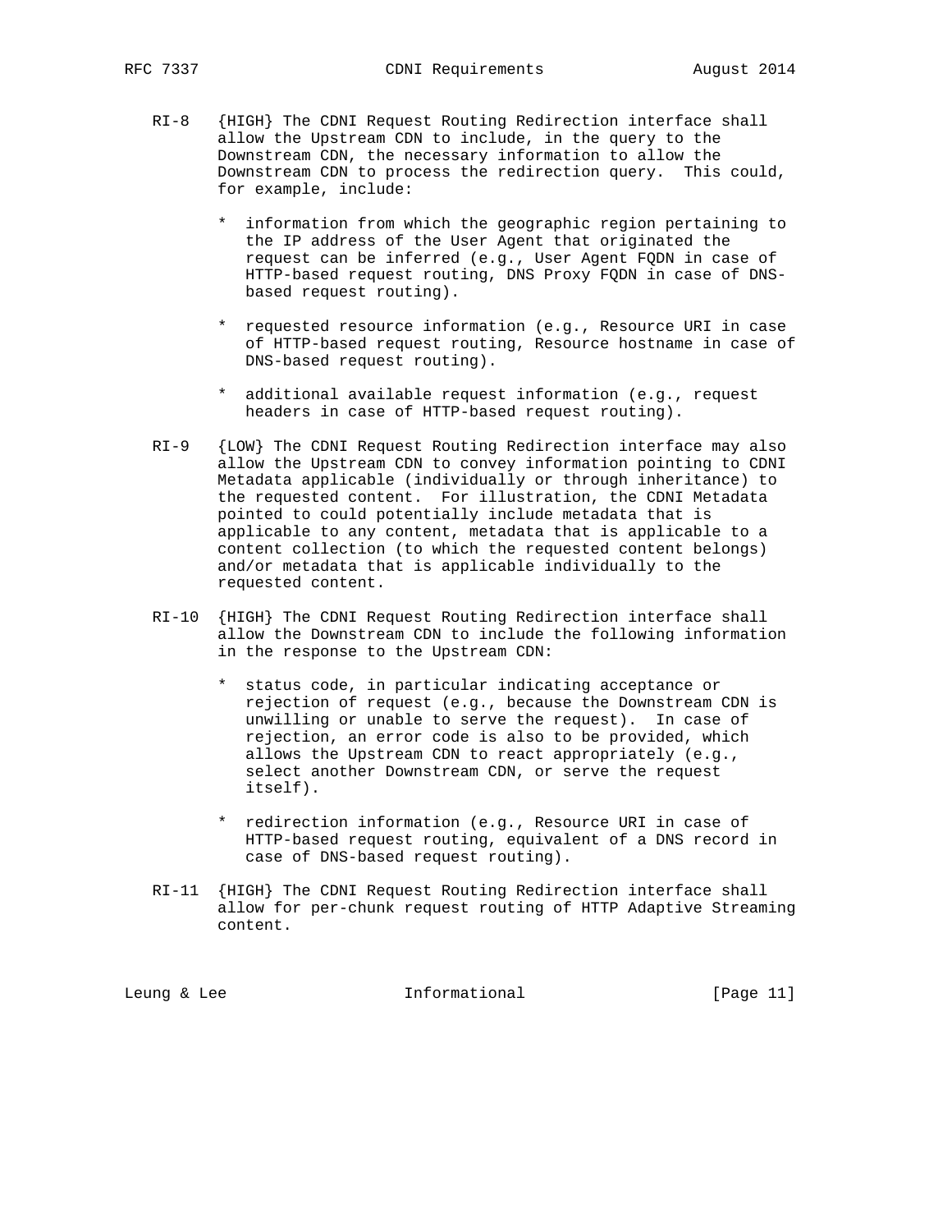RI-8 {HIGH} The CDNI Request Routing Redirection interface shall allow the Upstream CDN to include, in the query to the Downstream CDN, the necessary information to allow the Downstream CDN to process the redirection query. This could, for example, include:

* information from which the geographic region pertaining to the IP address of the User Agent that originated the request can be inferred (e.g., User Agent FQDN in case of HTTP-based request routing, DNS Proxy FQDN in case of DNS-based request routing).

* requested resource information (e.g., Resource URI in case of HTTP-based request routing, Resource hostname in case of DNS-based request routing).

* additional available request information (e.g., request headers in case of HTTP-based request routing).

RI-9 {LOW} The CDNI Request Routing Redirection interface may also allow the Upstream CDN to convey information pointing to CDNI Metadata applicable (individually or through inheritance) to the requested content. For illustration, the CDNI Metadata pointed to could potentially include metadata that is applicable to any content, metadata that is applicable to a content collection (to which the requested content belongs) and/or metadata that is applicable individually to the requested content.

RI-10 {HIGH} The CDNI Request Routing Redirection interface shall allow the Downstream CDN to include the following information in the response to the Upstream CDN:

* status code, in particular indicating acceptance or rejection of request (e.g., because the Downstream CDN is unwilling or unable to serve the request). In case of rejection, an error code is also to be provided, which allows the Upstream CDN to react appropriately (e.g., select another Downstream CDN, or serve the request itself).

* redirection information (e.g., Resource URI in case of HTTP-based request routing, equivalent of a DNS record in case of DNS-based request routing).

RI-11 {HIGH} The CDNI Request Routing Redirection interface shall allow for per-chunk request routing of HTTP Adaptive Streaming content.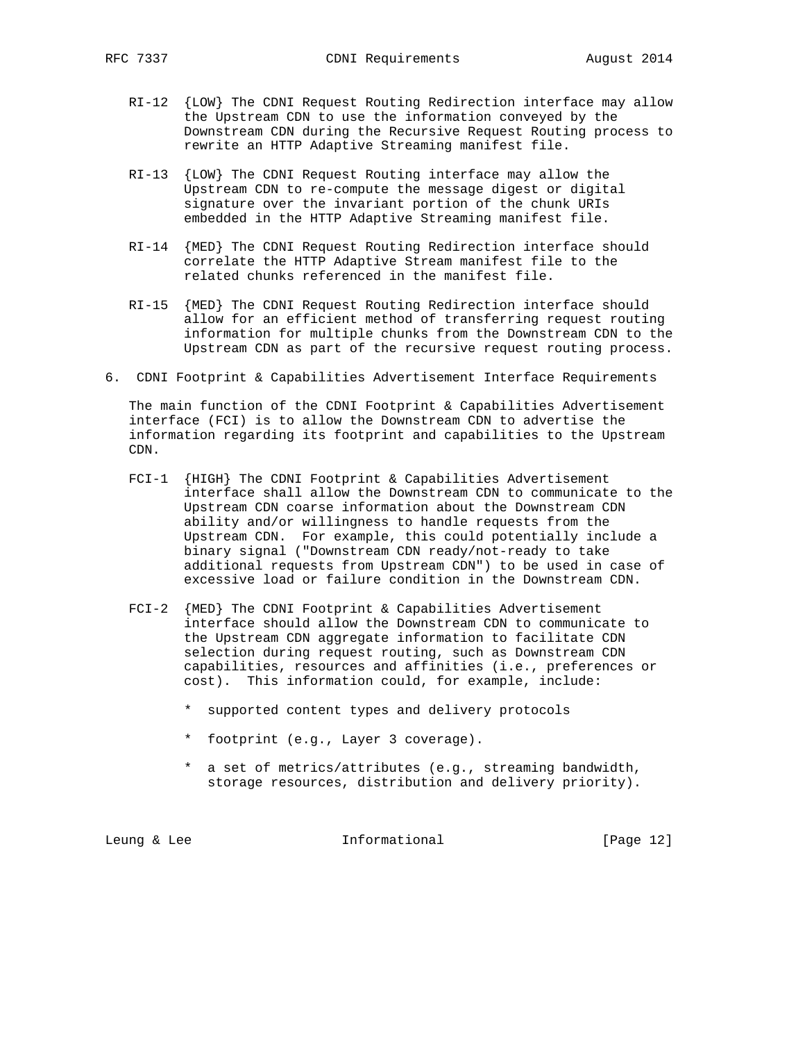RI-12 {LOW} The CDNI Request Routing Redirection interface may allow the Upstream CDN to use the information conveyed by the Downstream CDN during the Recursive Request Routing process to rewrite an HTTP Adaptive Streaming manifest file.

RI-13 {LOW} The CDNI Request Routing interface may allow the Upstream CDN to re-compute the message digest or digital signature over the invariant portion of the chunk URIs embedded in the HTTP Adaptive Streaming manifest file.

RI-14 {MED} The CDNI Request Routing Redirection interface should correlate the HTTP Adaptive Stream manifest file to the related chunks referenced in the manifest file.

RI-15 {MED} The CDNI Request Routing Redirection interface should allow for an efficient method of transferring request routing information for multiple chunks from the Downstream CDN to the Upstream CDN as part of the recursive request routing process.

## 6. CDNI Footprint & Capabilities Advertisement Interface Requirements

The main function of the CDNI Footprint & Capabilities Advertisement interface (FCI) is to allow the Downstream CDN to advertise the information regarding its footprint and capabilities to the Upstream CDN.

FCI-1 {HIGH} The CDNI Footprint & Capabilities Advertisement interface shall allow the Downstream CDN to communicate to the Upstream CDN coarse information about the Downstream CDN ability and/or willingness to handle requests from the Upstream CDN. For example, this could potentially include a binary signal ("Downstream CDN ready/not-ready to take additional requests from Upstream CDN") to be used in case of excessive load or failure condition in the Downstream CDN.

FCI-2 {MED} The CDNI Footprint & Capabilities Advertisement interface should allow the Downstream CDN to communicate to the Upstream CDN aggregate information to facilitate CDN selection during request routing, such as Downstream CDN capabilities, resources and affinities (i.e., preferences or cost). This information could, for example, include:

* supported content types and delivery protocols
* footprint (e.g., Layer 3 coverage).
* a set of metrics/attributes (e.g., streaming bandwidth, storage resources, distribution and delivery priority).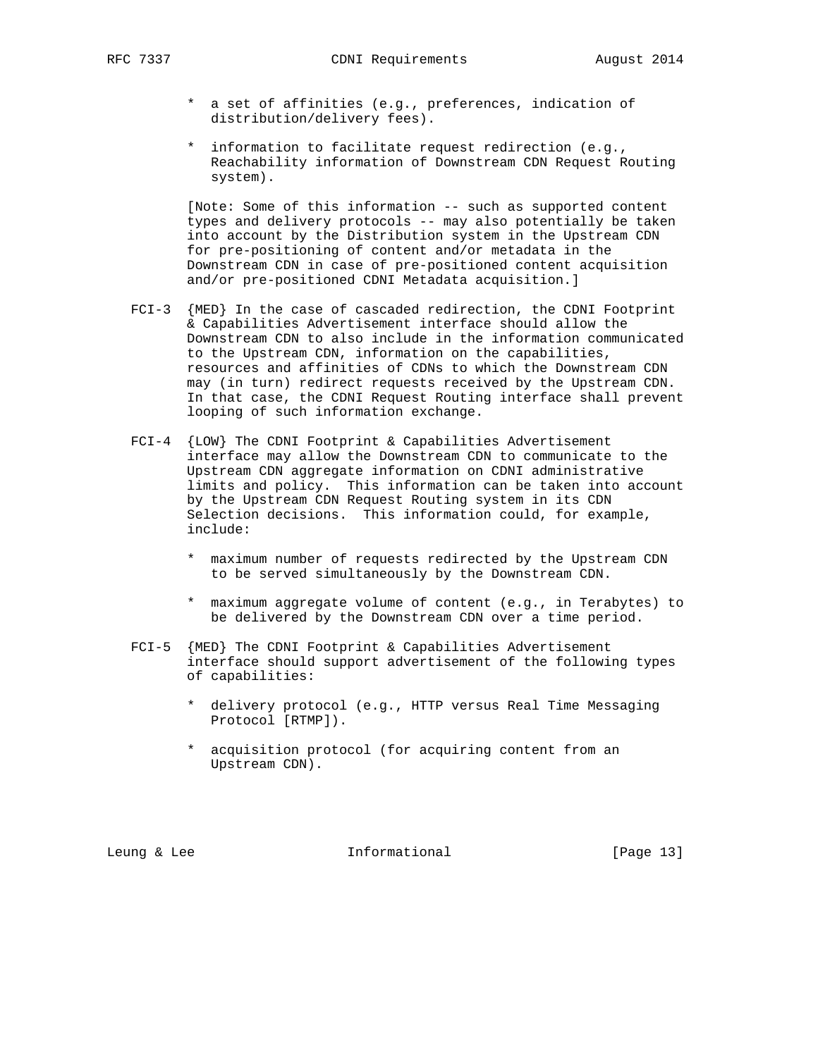* a set of affinities (e.g., preferences, indication of distribution/delivery fees).

* information to facilitate request redirection (e.g., Reachability information of Downstream CDN Request Routing system).

[Note: Some of this information -- such as supported content types and delivery protocols -- may also potentially be taken into account by the Distribution system in the Upstream CDN for pre-positioning of content and/or metadata in the Downstream CDN in case of pre-positioned content acquisition and/or pre-positioned CDNI Metadata acquisition.]

FCI-3 {MED} In the case of cascaded redirection, the CDNI Footprint & Capabilities Advertisement interface should allow the Downstream CDN to also include in the information communicated to the Upstream CDN, information on the capabilities, resources and affinities of CDNs to which the Downstream CDN may (in turn) redirect requests received by the Upstream CDN. In that case, the CDNI Request Routing interface shall prevent looping of such information exchange.

FCI-4 {LOW} The CDNI Footprint & Capabilities Advertisement interface may allow the Downstream CDN to communicate to the Upstream CDN aggregate information on CDNI administrative limits and policy. This information can be taken into account by the Upstream CDN Request Routing system in its CDN Selection decisions. This information could, for example, include:

* maximum number of requests redirected by the Upstream CDN to be served simultaneously by the Downstream CDN.

* maximum aggregate volume of content (e.g., in Terabytes) to be delivered by the Downstream CDN over a time period.

FCI-5 {MED} The CDNI Footprint & Capabilities Advertisement interface should support advertisement of the following types of capabilities:

* delivery protocol (e.g., HTTP versus Real Time Messaging Protocol [RTMP]).

* acquisition protocol (for acquiring content from an Upstream CDN).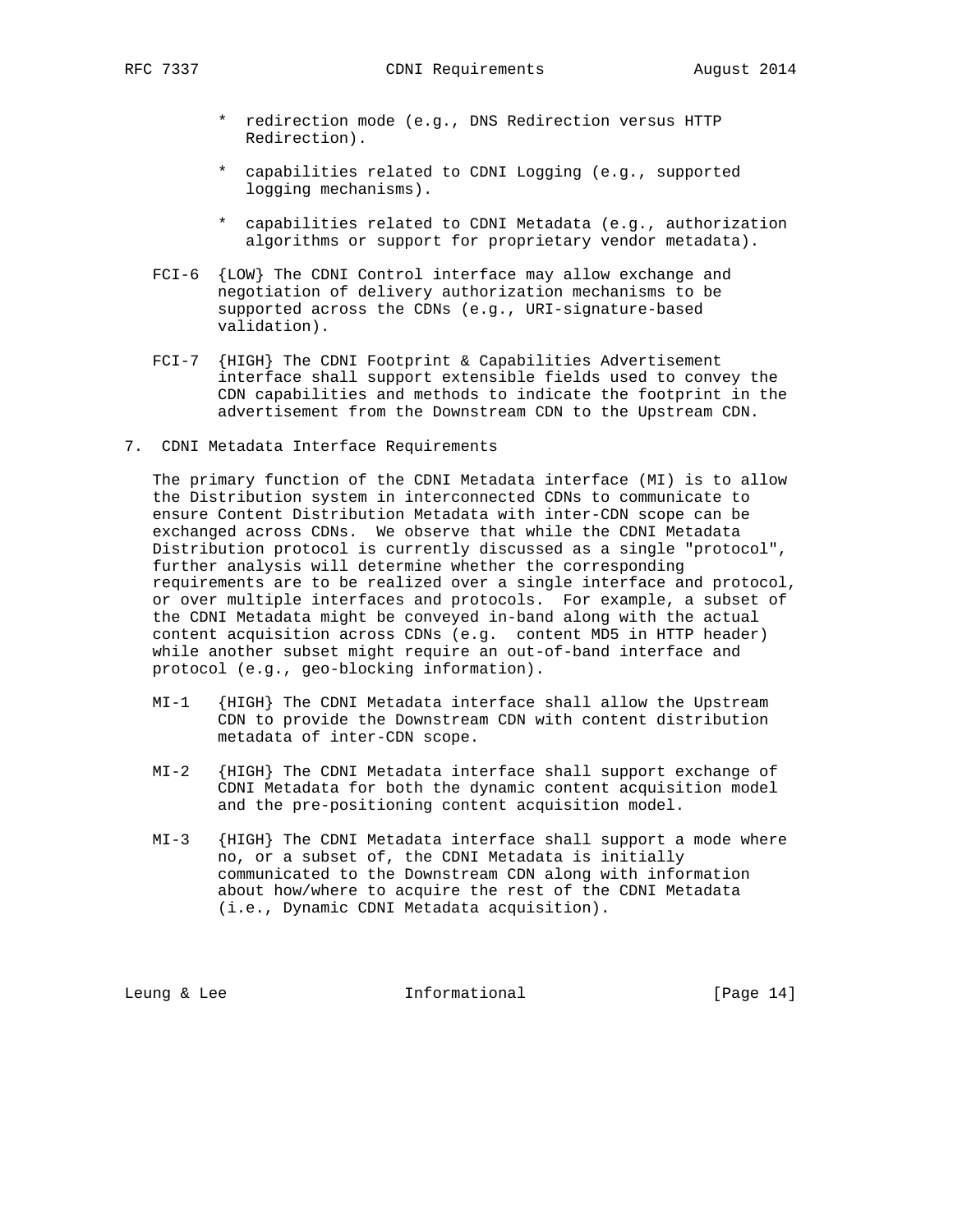* redirection mode (e.g., DNS Redirection versus HTTP Redirection).

* capabilities related to CDNI Logging (e.g., supported logging mechanisms).

* capabilities related to CDNI Metadata (e.g., authorization algorithms or support for proprietary vendor metadata).

FCI-6 {LOW} The CDNI Control interface may allow exchange and negotiation of delivery authorization mechanisms to be supported across the CDNs (e.g., URI-signature-based validation).

FCI-7 {HIGH} The CDNI Footprint & Capabilities Advertisement interface shall support extensible fields used to convey the CDN capabilities and methods to indicate the footprint in the advertisement from the Downstream CDN to the Upstream CDN.

## 7. CDNI Metadata Interface Requirements

The primary function of the CDNI Metadata interface (MI) is to allow the Distribution system in interconnected CDNs to communicate to ensure Content Distribution Metadata with inter-CDN scope can be exchanged across CDNs. We observe that while the CDNI Metadata Distribution protocol is currently discussed as a single "protocol", further analysis will determine whether the corresponding requirements are to be realized over a single interface and protocol, or over multiple interfaces and protocols. For example, a subset of the CDNI Metadata might be conveyed in-band along with the actual content acquisition across CDNs (e.g. content MD5 in HTTP header) while another subset might require an out-of-band interface and protocol (e.g., geo-blocking information).

MI-1 {HIGH} The CDNI Metadata interface shall allow the Upstream CDN to provide the Downstream CDN with content distribution metadata of inter-CDN scope.

MI-2 {HIGH} The CDNI Metadata interface shall support exchange of CDNI Metadata for both the dynamic content acquisition model and the pre-positioning content acquisition model.

MI-3 {HIGH} The CDNI Metadata interface shall support a mode where no, or a subset of, the CDNI Metadata is initially communicated to the Downstream CDN along with information about how/where to acquire the rest of the CDNI Metadata (i.e., Dynamic CDNI Metadata acquisition).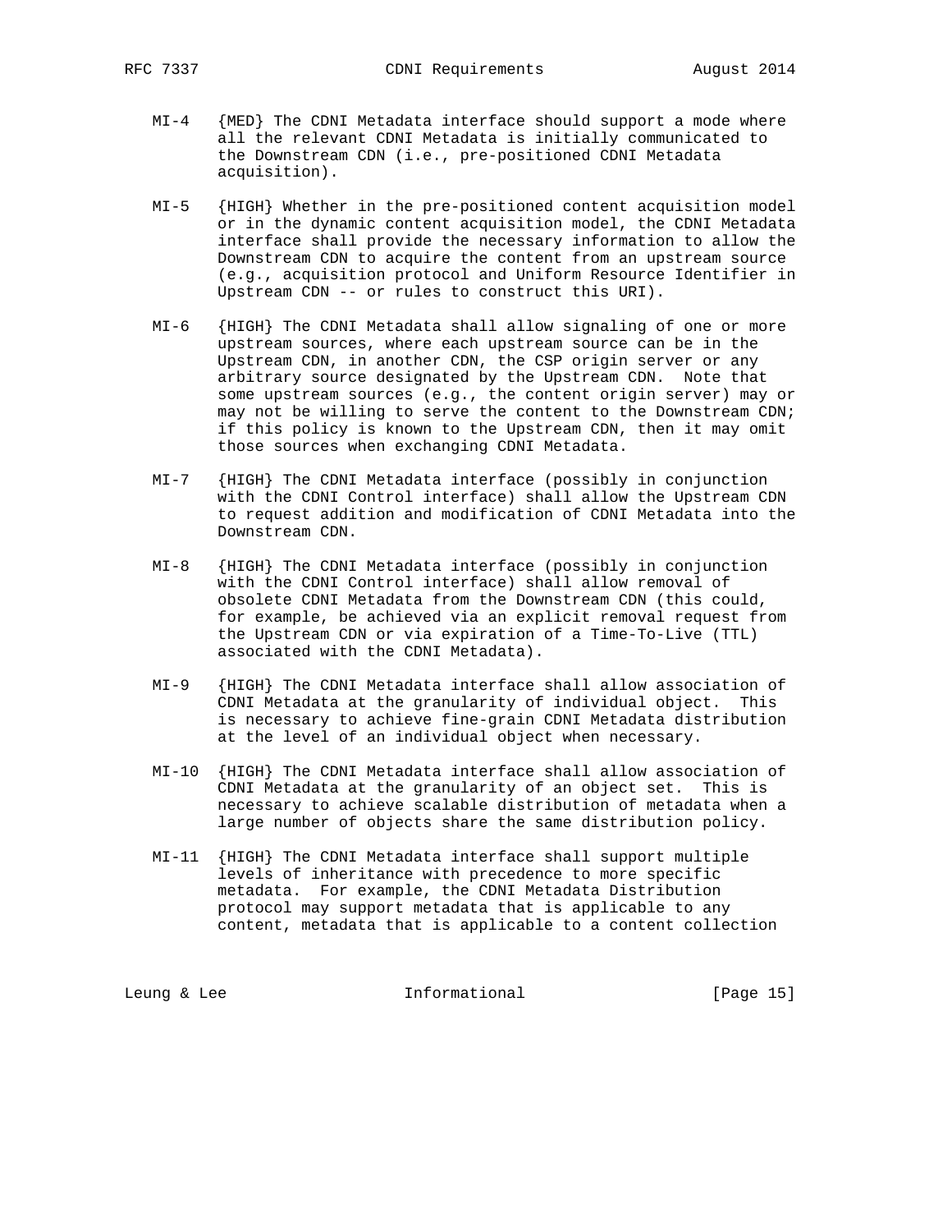MI-4 {MED} The CDNI Metadata interface should support a mode where all the relevant CDNI Metadata is initially communicated to the Downstream CDN (i.e., pre-positioned CDNI Metadata acquisition).

MI-5 {HIGH} Whether in the pre-positioned content acquisition model or in the dynamic content acquisition model, the CDNI Metadata interface shall provide the necessary information to allow the Downstream CDN to acquire the content from an upstream source (e.g., acquisition protocol and Uniform Resource Identifier in Upstream CDN -- or rules to construct this URI).

MI-6 {HIGH} The CDNI Metadata shall allow signaling of one or more upstream sources, where each upstream source can be in the Upstream CDN, in another CDN, the CSP origin server or any arbitrary source designated by the Upstream CDN. Note that some upstream sources (e.g., the content origin server) may or may not be willing to serve the content to the Downstream CDN; if this policy is known to the Upstream CDN, then it may omit those sources when exchanging CDNI Metadata.

MI-7 {HIGH} The CDNI Metadata interface (possibly in conjunction with the CDNI Control interface) shall allow the Upstream CDN to request addition and modification of CDNI Metadata into the Downstream CDN.

MI-8 {HIGH} The CDNI Metadata interface (possibly in conjunction with the CDNI Control interface) shall allow removal of obsolete CDNI Metadata from the Downstream CDN (this could, for example, be achieved via an explicit removal request from the Upstream CDN or via expiration of a Time-To-Live (TTL) associated with the CDNI Metadata).

MI-9 {HIGH} The CDNI Metadata interface shall allow association of CDNI Metadata at the granularity of individual object. This is necessary to achieve fine-grain CDNI Metadata distribution at the level of an individual object when necessary.

MI-10 {HIGH} The CDNI Metadata interface shall allow association of CDNI Metadata at the granularity of an object set. This is necessary to achieve scalable distribution of metadata when a large number of objects share the same distribution policy.

MI-11 {HIGH} The CDNI Metadata interface shall support multiple levels of inheritance with precedence to more specific metadata. For example, the CDNI Metadata Distribution protocol may support metadata that is applicable to any content, metadata that is applicable to a content collection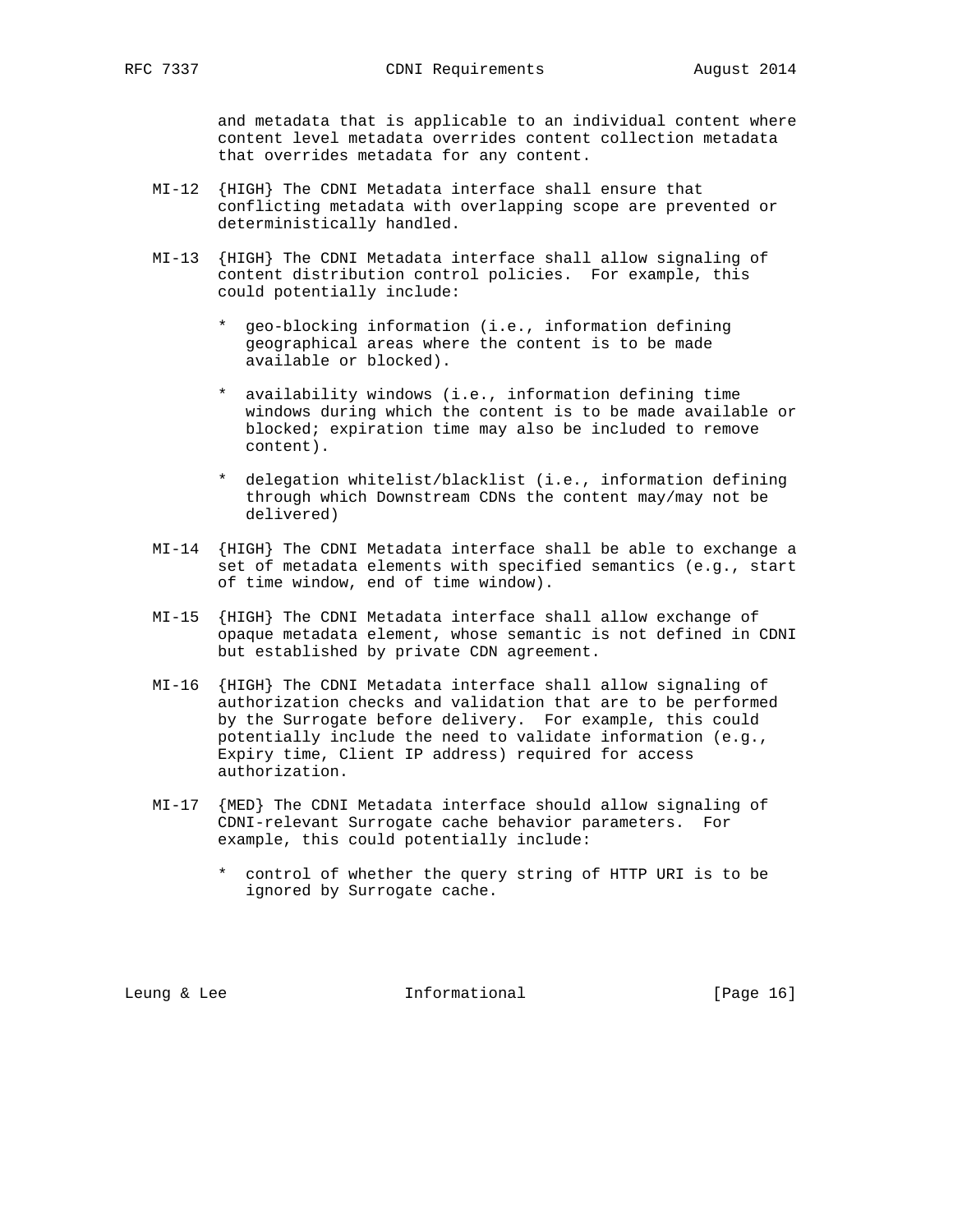and metadata that is applicable to an individual content where content level metadata overrides content collection metadata that overrides metadata for any content.

MI-12 {HIGH} The CDNI Metadata interface shall ensure that conflicting metadata with overlapping scope are prevented or deterministically handled.

MI-13 {HIGH} The CDNI Metadata interface shall allow signaling of content distribution control policies. For example, this could potentially include:

* geo-blocking information (i.e., information defining geographical areas where the content is to be made available or blocked).

* availability windows (i.e., information defining time windows during which the content is to be made available or blocked; expiration time may also be included to remove content).

* delegation whitelist/blacklist (i.e., information defining through which Downstream CDNs the content may/may not be delivered)

MI-14 {HIGH} The CDNI Metadata interface shall be able to exchange a set of metadata elements with specified semantics (e.g., start of time window, end of time window).

MI-15 {HIGH} The CDNI Metadata interface shall allow exchange of opaque metadata element, whose semantic is not defined in CDNI but established by private CDN agreement.

MI-16 {HIGH} The CDNI Metadata interface shall allow signaling of authorization checks and validation that are to be performed by the Surrogate before delivery. For example, this could potentially include the need to validate information (e.g., Expiry time, Client IP address) required for access authorization.

MI-17 {MED} The CDNI Metadata interface should allow signaling of CDNI-relevant Surrogate cache behavior parameters. For example, this could potentially include:

* control of whether the query string of HTTP URI is to be ignored by Surrogate cache.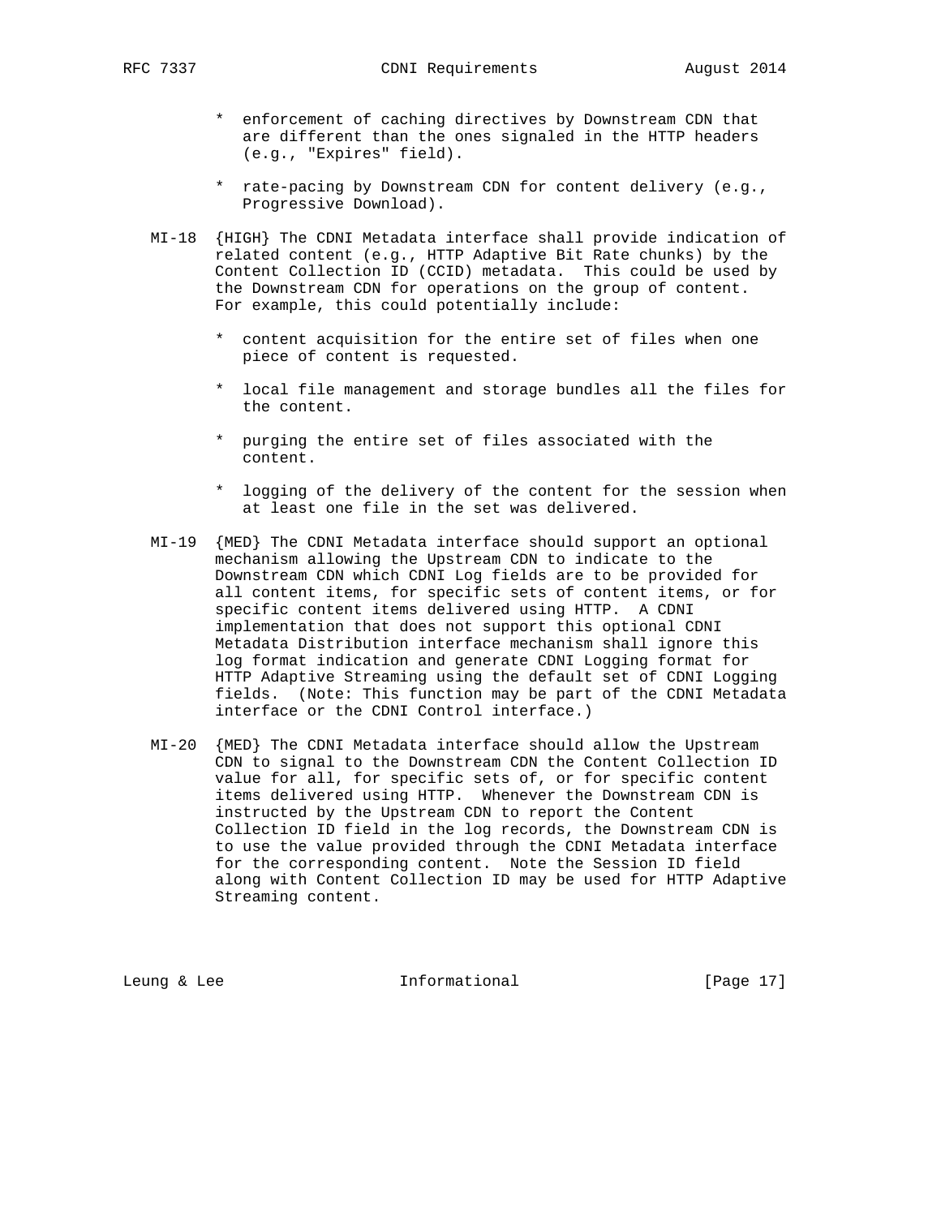* enforcement of caching directives by Downstream CDN that are different than the ones signaled in the HTTP headers (e.g., "Expires" field).

* rate-pacing by Downstream CDN for content delivery (e.g., Progressive Download).

MI-18 {HIGH} The CDNI Metadata interface shall provide indication of related content (e.g., HTTP Adaptive Bit Rate chunks) by the Content Collection ID (CCID) metadata. This could be used by the Downstream CDN for operations on the group of content. For example, this could potentially include:

* content acquisition for the entire set of files when one piece of content is requested.

* local file management and storage bundles all the files for the content.

* purging the entire set of files associated with the content.

* logging of the delivery of the content for the session when at least one file in the set was delivered.

MI-19 {MED} The CDNI Metadata interface should support an optional mechanism allowing the Upstream CDN to indicate to the Downstream CDN which CDNI Log fields are to be provided for all content items, for specific sets of content items, or for specific content items delivered using HTTP. A CDNI implementation that does not support this optional CDNI Metadata Distribution interface mechanism shall ignore this log format indication and generate CDNI Logging format for HTTP Adaptive Streaming using the default set of CDNI Logging fields. (Note: This function may be part of the CDNI Metadata interface or the CDNI Control interface.)

MI-20 {MED} The CDNI Metadata interface should allow the Upstream CDN to signal to the Downstream CDN the Content Collection ID value for all, for specific sets of, or for specific content items delivered using HTTP. Whenever the Downstream CDN is instructed by the Upstream CDN to report the Content Collection ID field in the log records, the Downstream CDN is to use the value provided through the CDNI Metadata interface for the corresponding content. Note the Session ID field along with Content Collection ID may be used for HTTP Adaptive Streaming content.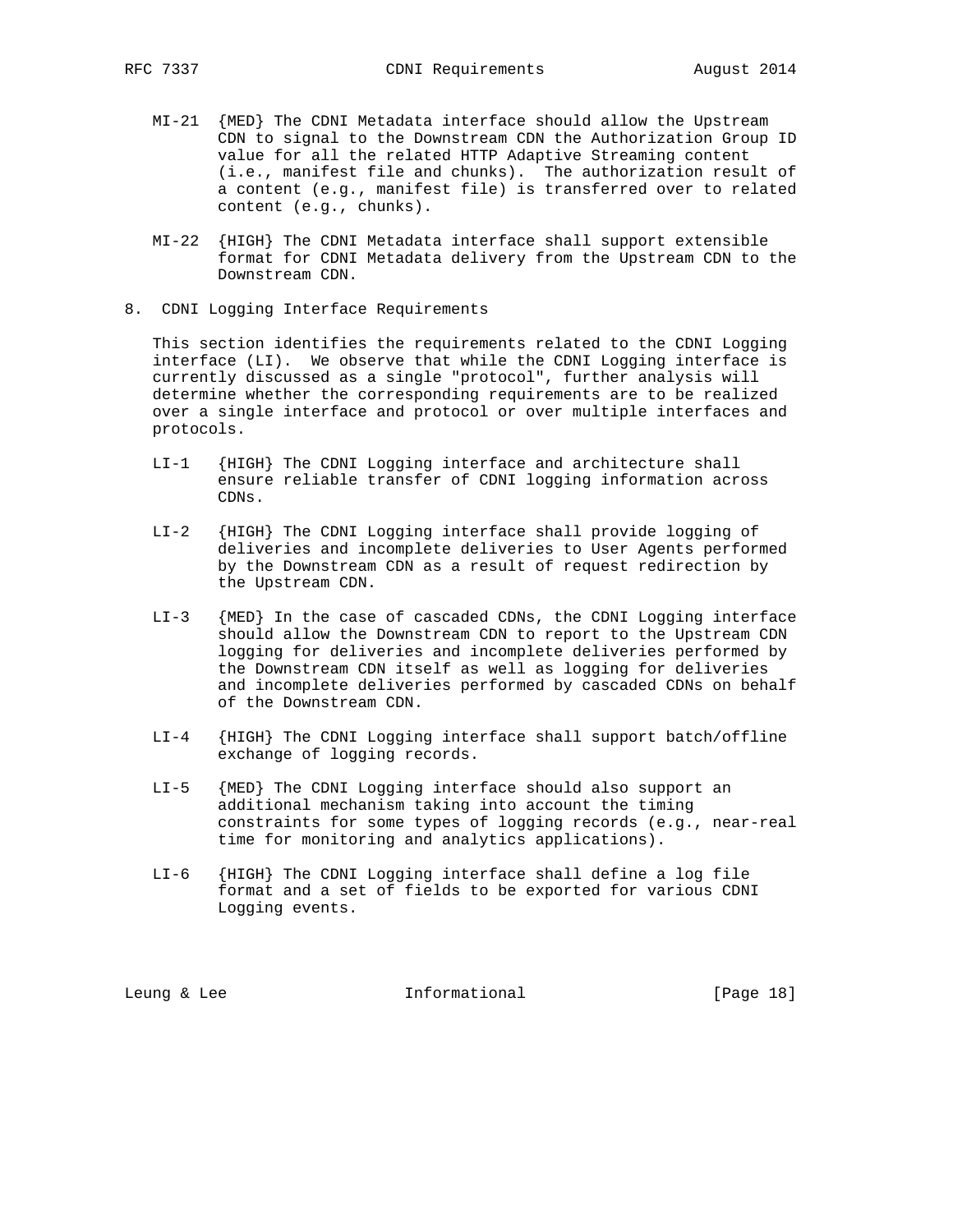MI-21 {MED} The CDNI Metadata interface should allow the Upstream CDN to signal to the Downstream CDN the Authorization Group ID value for all the related HTTP Adaptive Streaming content (i.e., manifest file and chunks). The authorization result of a content (e.g., manifest file) is transferred over to related content (e.g., chunks).

MI-22 {HIGH} The CDNI Metadata interface shall support extensible format for CDNI Metadata delivery from the Upstream CDN to the Downstream CDN.

## 8. CDNI Logging Interface Requirements

This section identifies the requirements related to the CDNI Logging interface (LI). We observe that while the CDNI Logging interface is currently discussed as a single "protocol", further analysis will determine whether the corresponding requirements are to be realized over a single interface and protocol or over multiple interfaces and protocols.

LI-1 {HIGH} The CDNI Logging interface and architecture shall ensure reliable transfer of CDNI logging information across CDNs.

LI-2 {HIGH} The CDNI Logging interface shall provide logging of deliveries and incomplete deliveries to User Agents performed by the Downstream CDN as a result of request redirection by the Upstream CDN.

LI-3 {MED} In the case of cascaded CDNs, the CDNI Logging interface should allow the Downstream CDN to report to the Upstream CDN logging for deliveries and incomplete deliveries performed by the Downstream CDN itself as well as logging for deliveries and incomplete deliveries performed by cascaded CDNs on behalf of the Downstream CDN.

LI-4 {HIGH} The CDNI Logging interface shall support batch/offline exchange of logging records.

LI-5 {MED} The CDNI Logging interface should also support an additional mechanism taking into account the timing constraints for some types of logging records (e.g., near-real time for monitoring and analytics applications).

LI-6 {HIGH} The CDNI Logging interface shall define a log file format and a set of fields to be exported for various CDNI Logging events.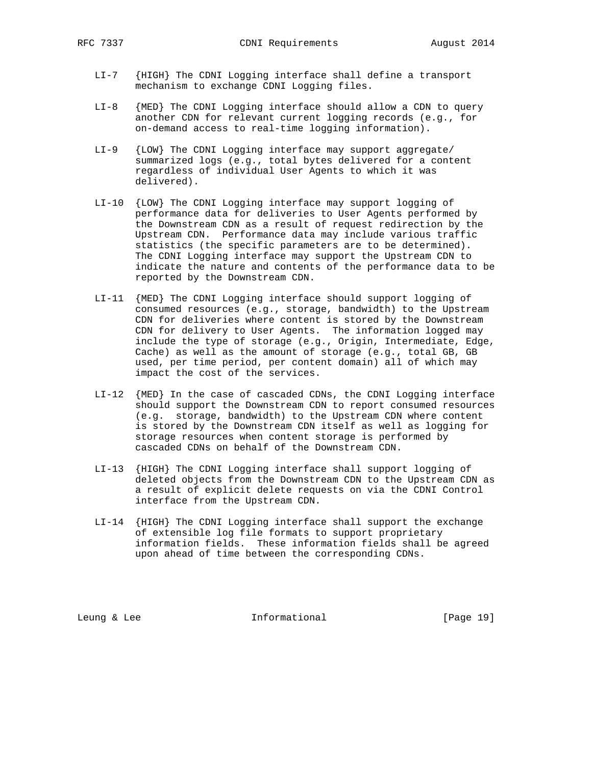LI-7 {HIGH} The CDNI Logging interface shall define a transport mechanism to exchange CDNI Logging files.

LI-8 {MED} The CDNI Logging interface should allow a CDN to query another CDN for relevant current logging records (e.g., for on-demand access to real-time logging information).

LI-9 {LOW} The CDNI Logging interface may support aggregate/summarized logs (e.g., total bytes delivered for a content regardless of individual User Agents to which it was delivered).

LI-10 {LOW} The CDNI Logging interface may support logging of performance data for deliveries to User Agents performed by the Downstream CDN as a result of request redirection by the Upstream CDN. Performance data may include various traffic statistics (the specific parameters are to be determined). The CDNI Logging interface may support the Upstream CDN to indicate the nature and contents of the performance data to be reported by the Downstream CDN.

LI-11 {MED} The CDNI Logging interface should support logging of consumed resources (e.g., storage, bandwidth) to the Upstream CDN for deliveries where content is stored by the Downstream CDN for delivery to User Agents. The information logged may include the type of storage (e.g., Origin, Intermediate, Edge, Cache) as well as the amount of storage (e.g., total GB, GB used, per time period, per content domain) all of which may impact the cost of the services.

LI-12 {MED} In the case of cascaded CDNs, the CDNI Logging interface should support the Downstream CDN to report consumed resources (e.g. storage, bandwidth) to the Upstream CDN where content is stored by the Downstream CDN itself as well as logging for storage resources when content storage is performed by cascaded CDNs on behalf of the Downstream CDN.

LI-13 {HIGH} The CDNI Logging interface shall support logging of deleted objects from the Downstream CDN to the Upstream CDN as a result of explicit delete requests on via the CDNI Control interface from the Upstream CDN.

LI-14 {HIGH} The CDNI Logging interface shall support the exchange of extensible log file formats to support proprietary information fields. These information fields shall be agreed upon ahead of time between the corresponding CDNs.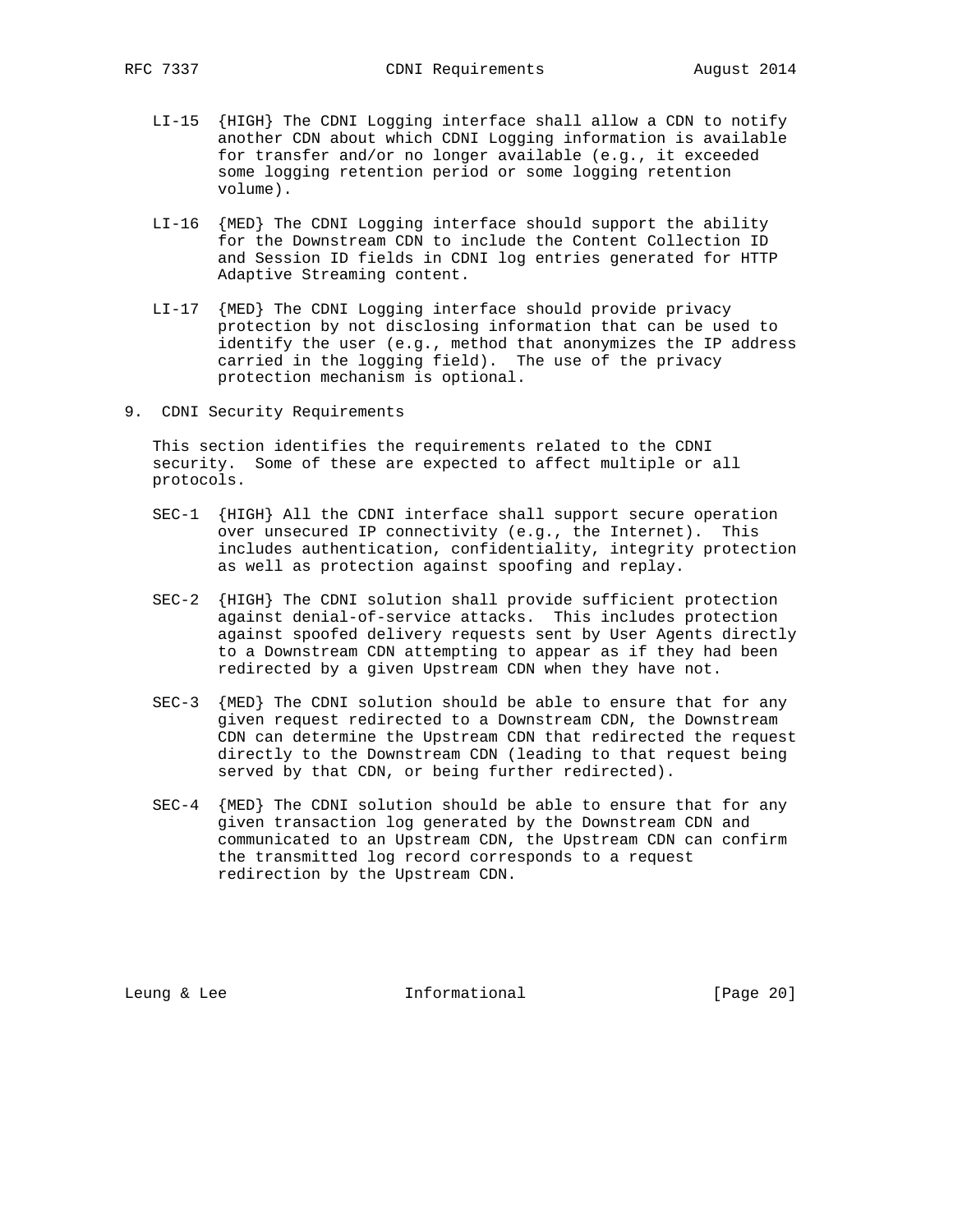LI-15 {HIGH} The CDNI Logging interface shall allow a CDN to notify another CDN about which CDNI Logging information is available for transfer and/or no longer available (e.g., it exceeded some logging retention period or some logging retention volume).

LI-16 {MED} The CDNI Logging interface should support the ability for the Downstream CDN to include the Content Collection ID and Session ID fields in CDNI log entries generated for HTTP Adaptive Streaming content.

LI-17 {MED} The CDNI Logging interface should provide privacy protection by not disclosing information that can be used to identify the user (e.g., method that anonymizes the IP address carried in the logging field). The use of the privacy protection mechanism is optional.

## 9. CDNI Security Requirements

This section identifies the requirements related to the CDNI security. Some of these are expected to affect multiple or all protocols.

SEC-1 {HIGH} All the CDNI interface shall support secure operation over unsecured IP connectivity (e.g., the Internet). This includes authentication, confidentiality, integrity protection as well as protection against spoofing and replay.

SEC-2 {HIGH} The CDNI solution shall provide sufficient protection against denial-of-service attacks. This includes protection against spoofed delivery requests sent by User Agents directly to a Downstream CDN attempting to appear as if they had been redirected by a given Upstream CDN when they have not.

SEC-3 {MED} The CDNI solution should be able to ensure that for any given request redirected to a Downstream CDN, the Downstream CDN can determine the Upstream CDN that redirected the request directly to the Downstream CDN (leading to that request being served by that CDN, or being further redirected).

SEC-4 {MED} The CDNI solution should be able to ensure that for any given transaction log generated by the Downstream CDN and communicated to an Upstream CDN, the Upstream CDN can confirm the transmitted log record corresponds to a request redirection by the Upstream CDN.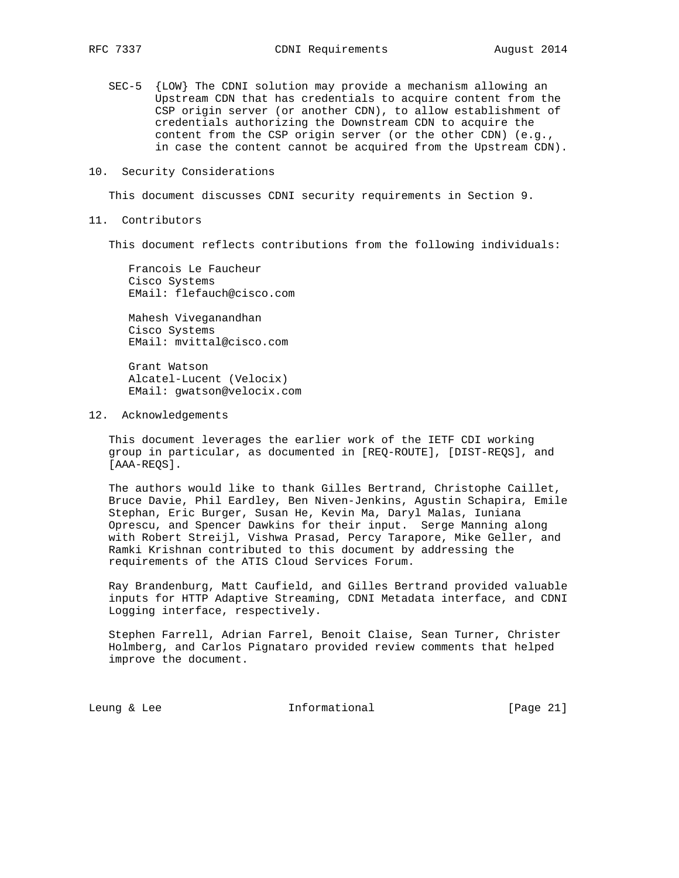SEC-5 {LOW} The CDNI solution may provide a mechanism allowing an Upstream CDN that has credentials to acquire content from the CSP origin server (or another CDN), to allow establishment of credentials authorizing the Downstream CDN to acquire the content from the CSP origin server (or the other CDN) (e.g., in case the content cannot be acquired from the Upstream CDN).

## 10. Security Considerations

This document discusses CDNI security requirements in Section 9.

## 11. Contributors

This document reflects contributions from the following individuals:

Francois Le Faucheur
Cisco Systems
EMail: flefauch@cisco.com

Mahesh Viveganandhan
Cisco Systems
EMail: mvittal@cisco.com

Grant Watson
Alcatel-Lucent (Velocix)
EMail: gwatson@velocix.com

## 12. Acknowledgements

This document leverages the earlier work of the IETF CDI working group in particular, as documented in [REQ-ROUTE], [DIST-REQS], and [AAA-REQS].

The authors would like to thank Gilles Bertrand, Christophe Caillet, Bruce Davie, Phil Eardley, Ben Niven-Jenkins, Agustin Schapira, Emile Stephan, Eric Burger, Susan He, Kevin Ma, Daryl Malas, Iuniana Oprescu, and Spencer Dawkins for their input. Serge Manning along with Robert Streijl, Vishwa Prasad, Percy Tarapore, Mike Geller, and Ramki Krishnan contributed to this document by addressing the requirements of the ATIS Cloud Services Forum.

Ray Brandenburg, Matt Caufield, and Gilles Bertrand provided valuable inputs for HTTP Adaptive Streaming, CDNI Metadata interface, and CDNI Logging interface, respectively.

Stephen Farrell, Adrian Farrel, Benoit Claise, Sean Turner, Christer Holmberg, and Carlos Pignataro provided review comments that helped improve the document.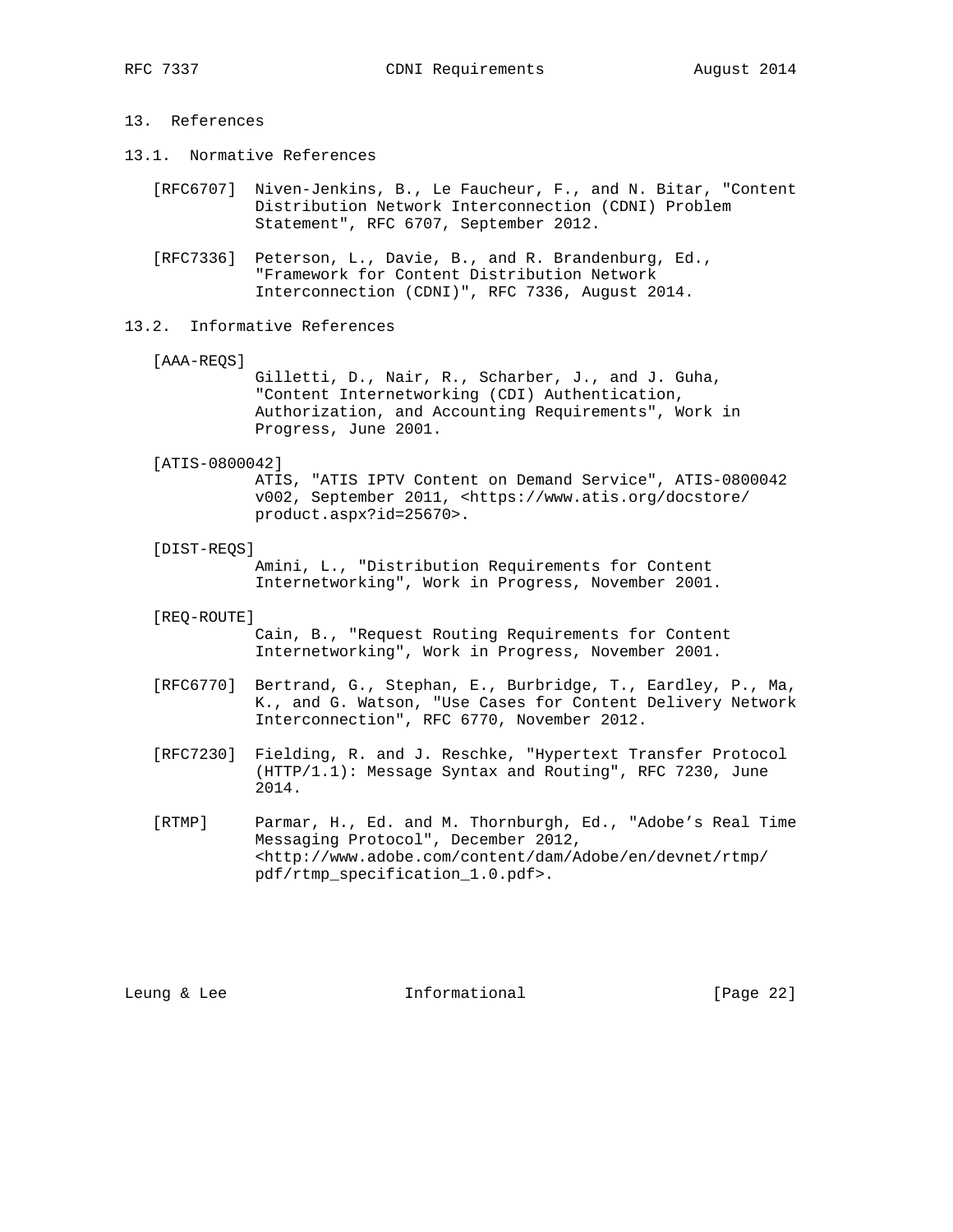# 13. References

## 13.1. Normative References

[RFC6707] Niven-Jenkins, B., Le Faucheur, F., and N. Bitar, "Content Distribution Network Interconnection (CDNI) Problem Statement", RFC 6707, September 2012.

[RFC7336] Peterson, L., Davie, B., and R. Brandenburg, Ed., "Framework for Content Distribution Network Interconnection (CDNI)", RFC 7336, August 2014.

## 13.2. Informative References

[AAA-REQS] Gilletti, D., Nair, R., Scharber, J., and J. Guha, "Content Internetworking (CDI) Authentication, Authorization, and Accounting Requirements", Work in Progress, June 2001.

[ATIS-0800042] ATIS, "ATIS IPTV Content on Demand Service", ATIS-0800042 v002, September 2011, <https://www.atis.org/docstore/product.aspx?id=25670>.

[DIST-REQS] Amini, L., "Distribution Requirements for Content Internetworking", Work in Progress, November 2001.

[REQ-ROUTE] Cain, B., "Request Routing Requirements for Content Internetworking", Work in Progress, November 2001.

[RFC6770] Bertrand, G., Stephan, E., Burbridge, T., Eardley, P., Ma, K., and G. Watson, "Use Cases for Content Delivery Network Interconnection", RFC 6770, November 2012.

[RFC7230] Fielding, R. and J. Reschke, "Hypertext Transfer Protocol (HTTP/1.1): Message Syntax and Routing", RFC 7230, June 2014.

[RTMP] Parmar, H., Ed. and M. Thornburgh, Ed., "Adobe's Real Time Messaging Protocol", December 2012, <http://www.adobe.com/content/dam/Adobe/en/devnet/rtmp/pdf/rtmp_specification_1.0.pdf>.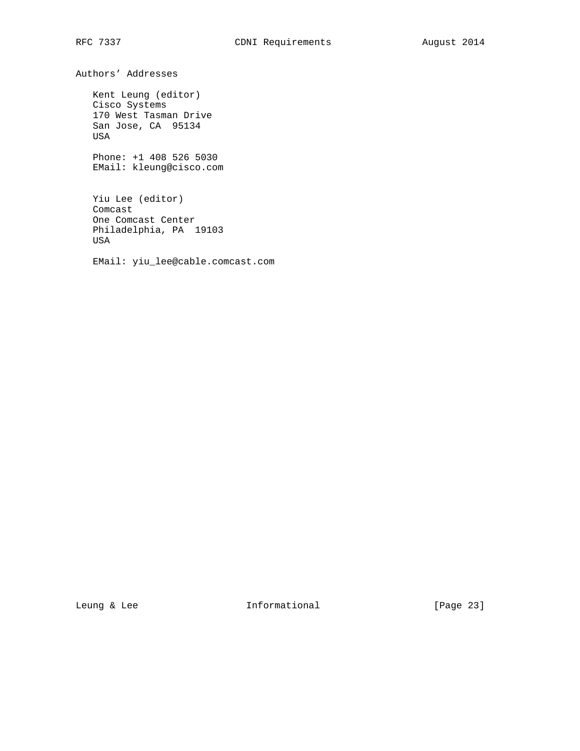## Authors' Addresses

Kent Leung (editor)
Cisco Systems
170 West Tasman Drive
San Jose, CA  95134
USA

Phone: +1 408 526 5030
EMail: kleung@cisco.com

Yiu Lee (editor)
Comcast
One Comcast Center
Philadelphia, PA  19103
USA

EMail: yiu_lee@cable.comcast.com